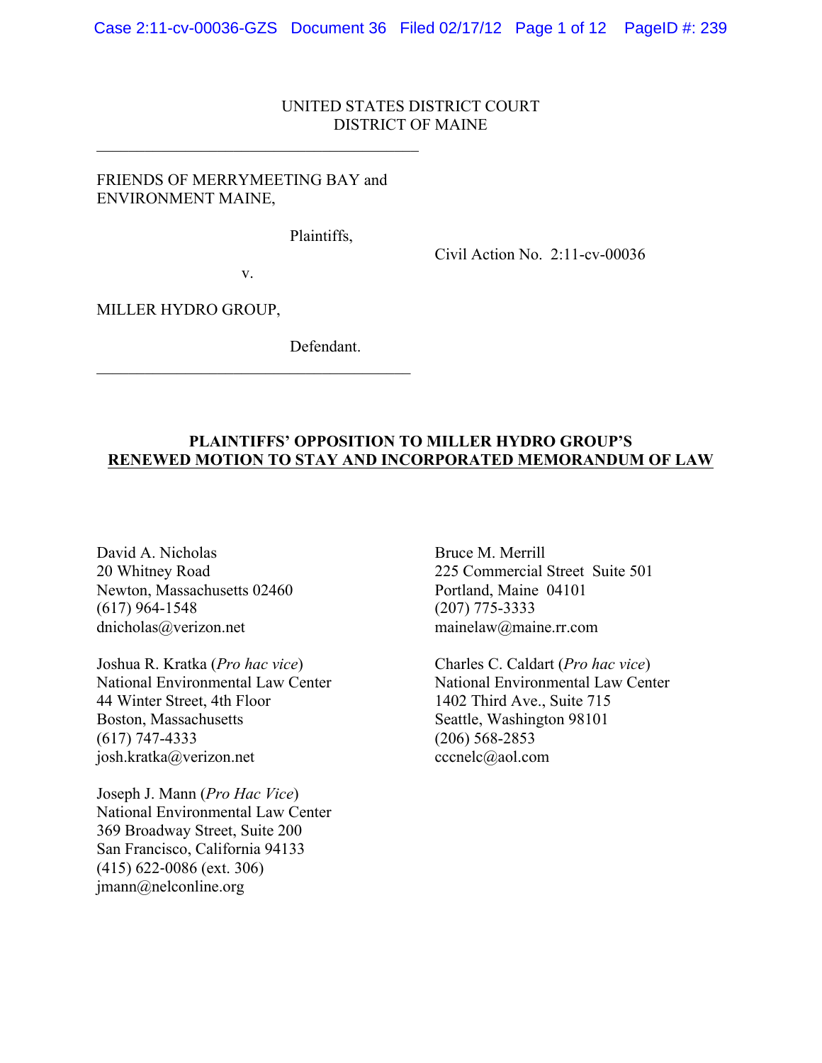UNITED STATES DISTRICT COURT
DISTRICT OF MAINE

---

FRIENDS OF MERRYMEETING BAY and ENVIRONMENT MAINE,

Plaintiffs,

v.

MILLER HYDRO GROUP,

Defendant.

---

Civil Action No. 2:11-cv-00036

**PLAINTIFFS' OPPOSITION TO MILLER HYDRO GROUP'S**
**RENEWED MOTION TO STAY AND INCORPORATED MEMORANDUM OF LAW**

David A. Nicholas
20 Whitney Road
Newton, Massachusetts 02460
(617) 964-1548
dnicholas@verizon.net

Joshua R. Kratka (*Pro hac vice*)
National Environmental Law Center
44 Winter Street, 4th Floor
Boston, Massachusetts
(617) 747-4333
josh.kratka@verizon.net

Joseph J. Mann (*Pro Hac Vice*)
National Environmental Law Center
369 Broadway Street, Suite 200
San Francisco, California 94133
(415) 622-0086 (ext. 306)
jmann@nelconline.org

Bruce M. Merrill
225 Commercial Street Suite 501
Portland, Maine 04101
(207) 775-3333
mainelaw@maine.rr.com

Charles C. Caldart (*Pro hac vice*)
National Environmental Law Center
1402 Third Ave., Suite 715
Seattle, Washington 98101
(206) 568-2853
cccnelc@aol.com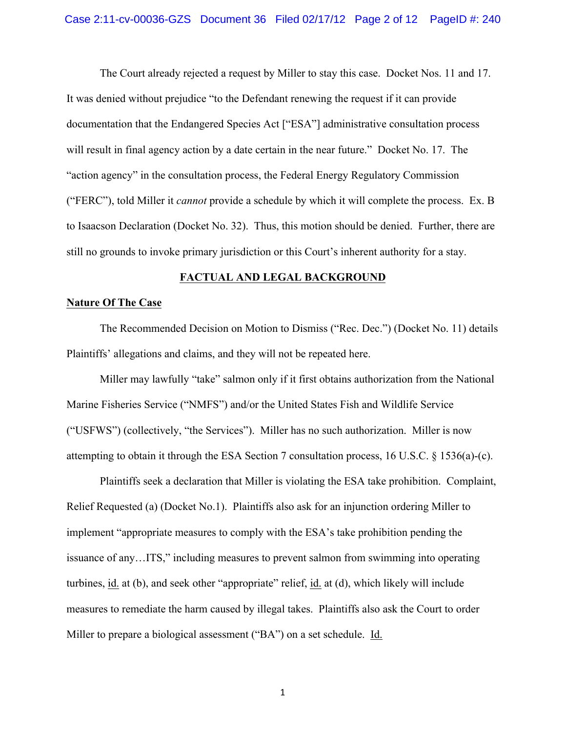The Court already rejected a request by Miller to stay this case. Docket Nos. 11 and 17. It was denied without prejudice "to the Defendant renewing the request if it can provide documentation that the Endangered Species Act ["ESA"] administrative consultation process will result in final agency action by a date certain in the near future." Docket No. 17. The "action agency" in the consultation process, the Federal Energy Regulatory Commission ("FERC"), told Miller it *cannot* provide a schedule by which it will complete the process. Ex. B to Isaacson Declaration (Docket No. 32). Thus, this motion should be denied. Further, there are still no grounds to invoke primary jurisdiction or this Court's inherent authority for a stay.

## FACTUAL AND LEGAL BACKGROUND

### Nature Of The Case

The Recommended Decision on Motion to Dismiss ("Rec. Dec.") (Docket No. 11) details Plaintiffs' allegations and claims, and they will not be repeated here.

Miller may lawfully "take" salmon only if it first obtains authorization from the National Marine Fisheries Service ("NMFS") and/or the United States Fish and Wildlife Service ("USFWS") (collectively, "the Services"). Miller has no such authorization. Miller is now attempting to obtain it through the ESA Section 7 consultation process, 16 U.S.C. § 1536(a)-(c).

Plaintiffs seek a declaration that Miller is violating the ESA take prohibition. Complaint, Relief Requested (a) (Docket No.1). Plaintiffs also ask for an injunction ordering Miller to implement "appropriate measures to comply with the ESA's take prohibition pending the issuance of any…ITS," including measures to prevent salmon from swimming into operating turbines, id. at (b), and seek other "appropriate" relief, id. at (d), which likely will include measures to remediate the harm caused by illegal takes. Plaintiffs also ask the Court to order Miller to prepare a biological assessment ("BA") on a set schedule. Id.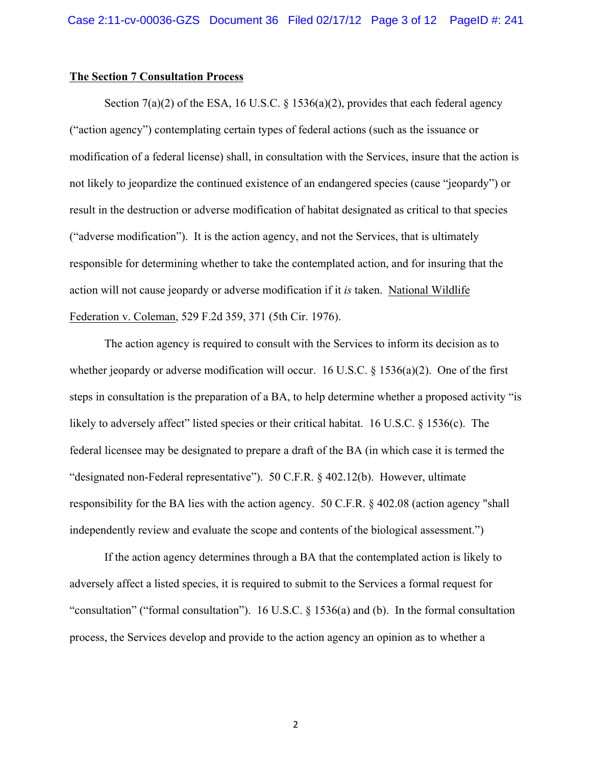**The Section 7 Consultation Process**

Section 7(a)(2) of the ESA, 16 U.S.C. § 1536(a)(2), provides that each federal agency ("action agency") contemplating certain types of federal actions (such as the issuance or modification of a federal license) shall, in consultation with the Services, insure that the action is not likely to jeopardize the continued existence of an endangered species (cause "jeopardy") or result in the destruction or adverse modification of habitat designated as critical to that species ("adverse modification"). It is the action agency, and not the Services, that is ultimately responsible for determining whether to take the contemplated action, and for insuring that the action will not cause jeopardy or adverse modification if it *is* taken. National Wildlife Federation v. Coleman, 529 F.2d 359, 371 (5th Cir. 1976).

The action agency is required to consult with the Services to inform its decision as to whether jeopardy or adverse modification will occur. 16 U.S.C. § 1536(a)(2). One of the first steps in consultation is the preparation of a BA, to help determine whether a proposed activity "is likely to adversely affect" listed species or their critical habitat. 16 U.S.C. § 1536(c). The federal licensee may be designated to prepare a draft of the BA (in which case it is termed the "designated non-Federal representative"). 50 C.F.R. § 402.12(b). However, ultimate responsibility for the BA lies with the action agency. 50 C.F.R. § 402.08 (action agency "shall independently review and evaluate the scope and contents of the biological assessment.")

If the action agency determines through a BA that the contemplated action is likely to adversely affect a listed species, it is required to submit to the Services a formal request for "consultation" ("formal consultation"). 16 U.S.C. § 1536(a) and (b). In the formal consultation process, the Services develop and provide to the action agency an opinion as to whether a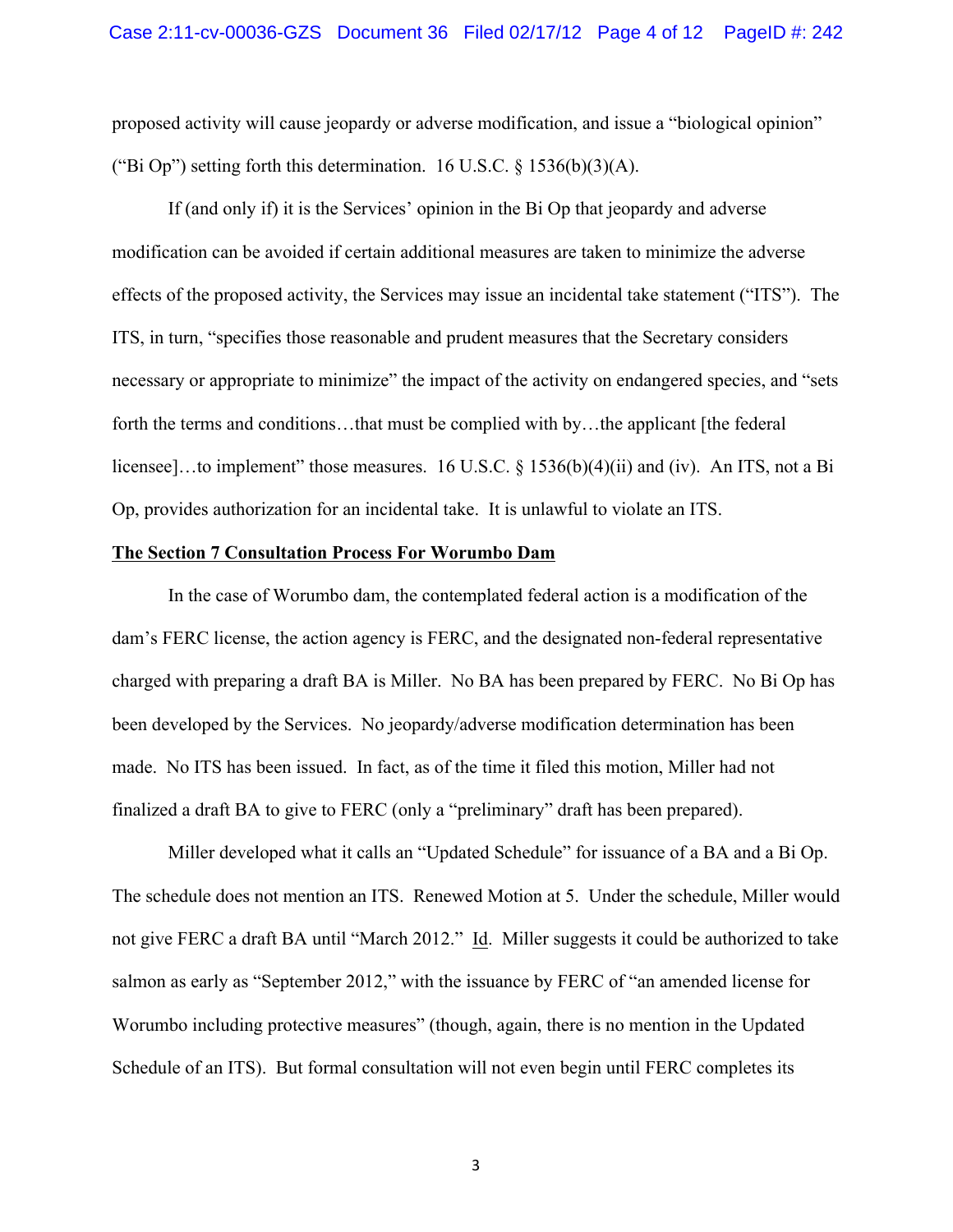proposed activity will cause jeopardy or adverse modification, and issue a "biological opinion" ("Bi Op") setting forth this determination. 16 U.S.C. § 1536(b)(3)(A).

If (and only if) it is the Services' opinion in the Bi Op that jeopardy and adverse modification can be avoided if certain additional measures are taken to minimize the adverse effects of the proposed activity, the Services may issue an incidental take statement ("ITS"). The ITS, in turn, "specifies those reasonable and prudent measures that the Secretary considers necessary or appropriate to minimize" the impact of the activity on endangered species, and "sets forth the terms and conditions…that must be complied with by…the applicant [the federal licensee]…to implement" those measures. 16 U.S.C. § 1536(b)(4)(ii) and (iv). An ITS, not a Bi Op, provides authorization for an incidental take. It is unlawful to violate an ITS.

**The Section 7 Consultation Process For Worumbo Dam**

In the case of Worumbo dam, the contemplated federal action is a modification of the dam's FERC license, the action agency is FERC, and the designated non-federal representative charged with preparing a draft BA is Miller. No BA has been prepared by FERC. No Bi Op has been developed by the Services. No jeopardy/adverse modification determination has been made. No ITS has been issued. In fact, as of the time it filed this motion, Miller had not finalized a draft BA to give to FERC (only a "preliminary" draft has been prepared).

Miller developed what it calls an "Updated Schedule" for issuance of a BA and a Bi Op. The schedule does not mention an ITS. Renewed Motion at 5. Under the schedule, Miller would not give FERC a draft BA until "March 2012." Id. Miller suggests it could be authorized to take salmon as early as "September 2012," with the issuance by FERC of "an amended license for Worumbo including protective measures" (though, again, there is no mention in the Updated Schedule of an ITS). But formal consultation will not even begin until FERC completes its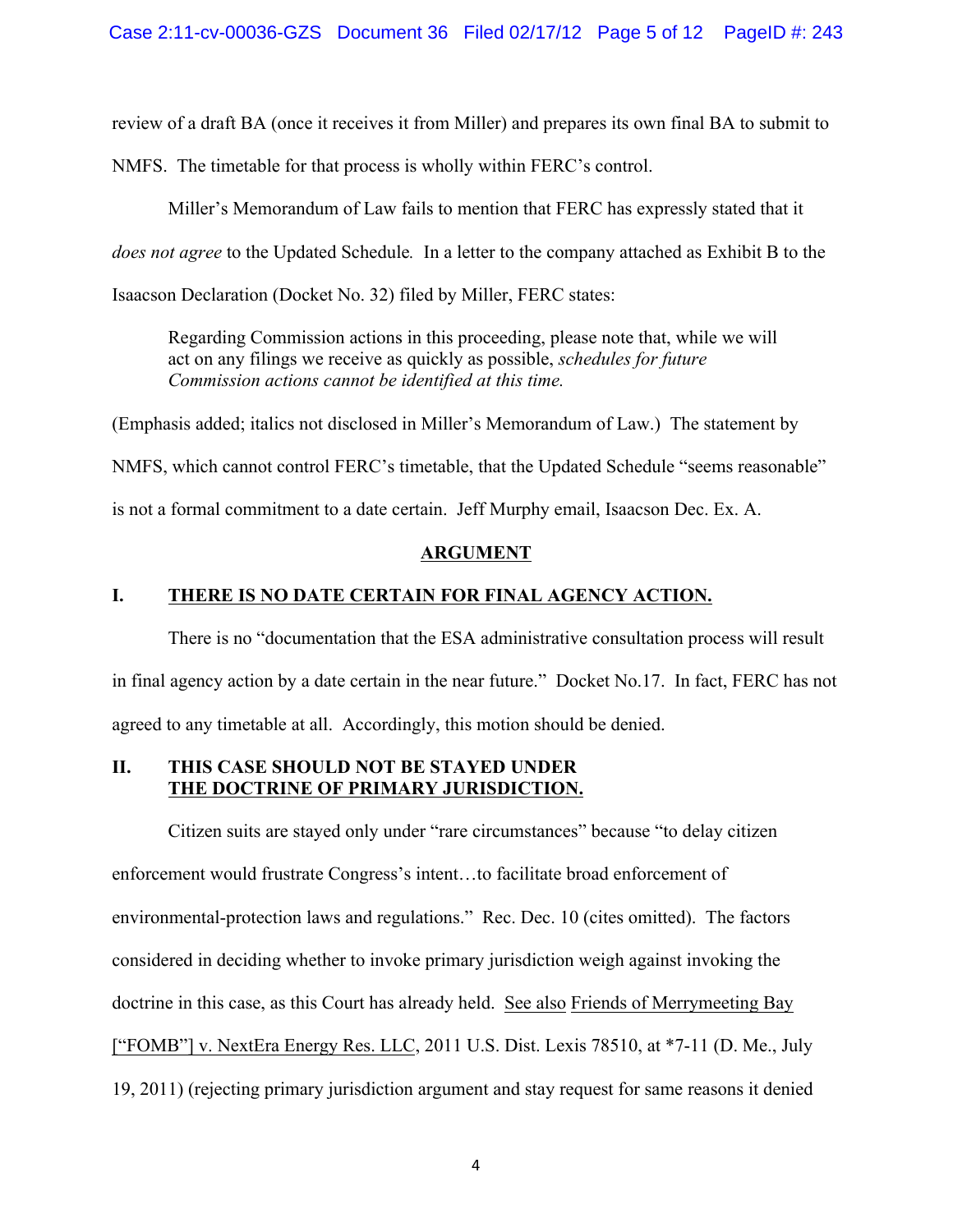review of a draft BA (once it receives it from Miller) and prepares its own final BA to submit to NMFS. The timetable for that process is wholly within FERC's control.

Miller's Memorandum of Law fails to mention that FERC has expressly stated that it *does not agree* to the Updated Schedule*.* In a letter to the company attached as Exhibit B to the Isaacson Declaration (Docket No. 32) filed by Miller, FERC states:

> Regarding Commission actions in this proceeding, please note that, while we will act on any filings we receive as quickly as possible, *schedules for future Commission actions cannot be identified at this time.*

(Emphasis added; italics not disclosed in Miller's Memorandum of Law.) The statement by NMFS, which cannot control FERC's timetable, that the Updated Schedule "seems reasonable" is not a formal commitment to a date certain. Jeff Murphy email, Isaacson Dec. Ex. A.

## ARGUMENT

### I. THERE IS NO DATE CERTAIN FOR FINAL AGENCY ACTION.

There is no "documentation that the ESA administrative consultation process will result in final agency action by a date certain in the near future." Docket No.17. In fact, FERC has not agreed to any timetable at all. Accordingly, this motion should be denied.

### II. THIS CASE SHOULD NOT BE STAYED UNDER THE DOCTRINE OF PRIMARY JURISDICTION.

Citizen suits are stayed only under "rare circumstances" because "to delay citizen enforcement would frustrate Congress's intent…to facilitate broad enforcement of environmental-protection laws and regulations." Rec. Dec. 10 (cites omitted). The factors considered in deciding whether to invoke primary jurisdiction weigh against invoking the doctrine in this case, as this Court has already held. See also Friends of Merrymeeting Bay ["FOMB"] v. NextEra Energy Res. LLC, 2011 U.S. Dist. Lexis 78510, at *7-11 (D. Me., July 19, 2011) (rejecting primary jurisdiction argument and stay request for same reasons it denied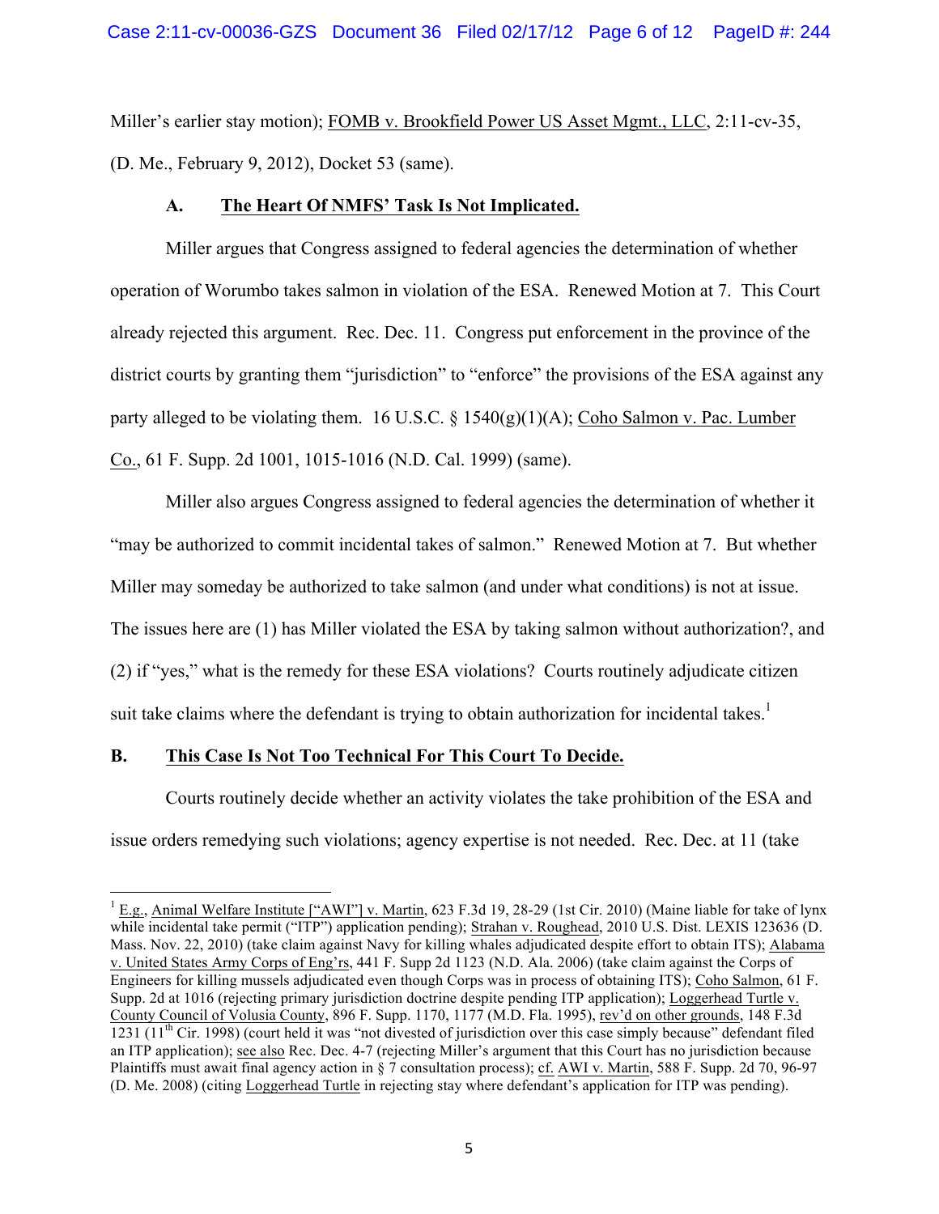Miller's earlier stay motion); FOMB v. Brookfield Power US Asset Mgmt., LLC, 2:11-cv-35, (D. Me., February 9, 2012), Docket 53 (same).

### A. The Heart Of NMFS' Task Is Not Implicated.

Miller argues that Congress assigned to federal agencies the determination of whether operation of Worumbo takes salmon in violation of the ESA. Renewed Motion at 7. This Court already rejected this argument. Rec. Dec. 11. Congress put enforcement in the province of the district courts by granting them "jurisdiction" to "enforce" the provisions of the ESA against any party alleged to be violating them. 16 U.S.C. § 1540(g)(1)(A); Coho Salmon v. Pac. Lumber Co., 61 F. Supp. 2d 1001, 1015-1016 (N.D. Cal. 1999) (same).

Miller also argues Congress assigned to federal agencies the determination of whether it "may be authorized to commit incidental takes of salmon." Renewed Motion at 7. But whether Miller may someday be authorized to take salmon (and under what conditions) is not at issue. The issues here are (1) has Miller violated the ESA by taking salmon without authorization?, and (2) if "yes," what is the remedy for these ESA violations? Courts routinely adjudicate citizen suit take claims where the defendant is trying to obtain authorization for incidental takes.[1]

### B. This Case Is Not Too Technical For This Court To Decide.

Courts routinely decide whether an activity violates the take prohibition of the ESA and issue orders remedying such violations; agency expertise is not needed. Rec. Dec. at 11 (take

---

[1] E.g., Animal Welfare Institute ["AWI"] v. Martin, 623 F.3d 19, 28-29 (1st Cir. 2010) (Maine liable for take of lynx while incidental take permit ("ITP") application pending); Strahan v. Roughead, 2010 U.S. Dist. LEXIS 123636 (D. Mass. Nov. 22, 2010) (take claim against Navy for killing whales adjudicated despite effort to obtain ITS); Alabama v. United States Army Corps of Eng'rs, 441 F. Supp 2d 1123 (N.D. Ala. 2006) (take claim against the Corps of Engineers for killing mussels adjudicated even though Corps was in process of obtaining ITS); Coho Salmon, 61 F. Supp. 2d at 1016 (rejecting primary jurisdiction doctrine despite pending ITP application); Loggerhead Turtle v. County Council of Volusia County, 896 F. Supp. 1170, 1177 (M.D. Fla. 1995), rev'd on other grounds, 148 F.3d 1231 (11th Cir. 1998) (court held it was "not divested of jurisdiction over this case simply because" defendant filed an ITP application); see also Rec. Dec. 4-7 (rejecting Miller's argument that this Court has no jurisdiction because Plaintiffs must await final agency action in § 7 consultation process); cf. AWI v. Martin, 588 F. Supp. 2d 70, 96-97 (D. Me. 2008) (citing Loggerhead Turtle in rejecting stay where defendant's application for ITP was pending).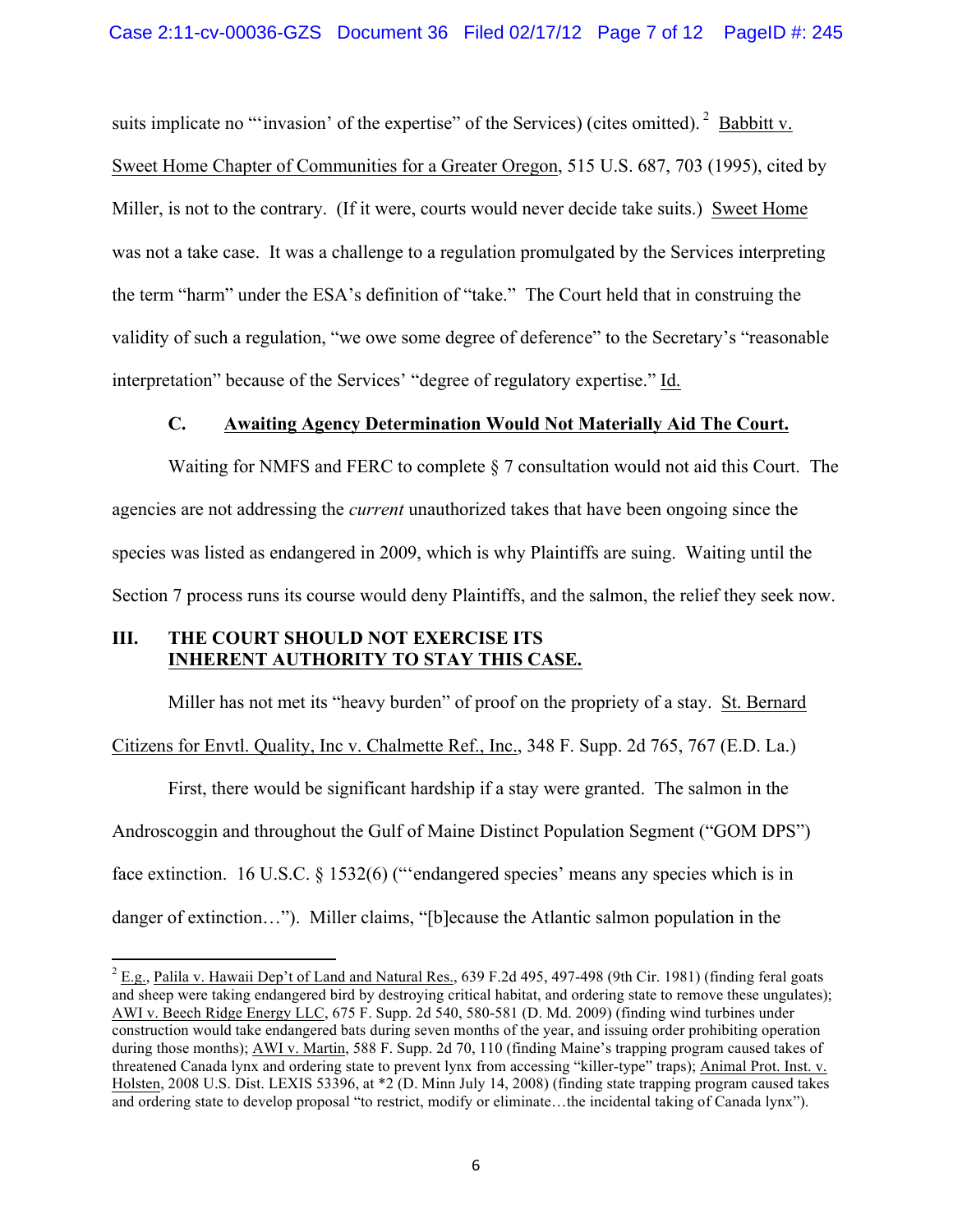suits implicate no "'invasion' of the expertise" of the Services) (cites omitted).[2] Babbitt v. Sweet Home Chapter of Communities for a Greater Oregon, 515 U.S. 687, 703 (1995), cited by Miller, is not to the contrary. (If it were, courts would never decide take suits.) Sweet Home was not a take case. It was a challenge to a regulation promulgated by the Services interpreting the term "harm" under the ESA's definition of "take." The Court held that in construing the validity of such a regulation, "we owe some degree of deference" to the Secretary's "reasonable interpretation" because of the Services' "degree of regulatory expertise." Id.

### C. Awaiting Agency Determination Would Not Materially Aid The Court.

Waiting for NMFS and FERC to complete § 7 consultation would not aid this Court. The agencies are not addressing the *current* unauthorized takes that have been ongoing since the species was listed as endangered in 2009, which is why Plaintiffs are suing. Waiting until the Section 7 process runs its course would deny Plaintiffs, and the salmon, the relief they seek now.

## III. THE COURT SHOULD NOT EXERCISE ITS INHERENT AUTHORITY TO STAY THIS CASE.

Miller has not met its "heavy burden" of proof on the propriety of a stay. St. Bernard Citizens for Envtl. Quality, Inc v. Chalmette Ref., Inc., 348 F. Supp. 2d 765, 767 (E.D. La.)

First, there would be significant hardship if a stay were granted. The salmon in the Androscoggin and throughout the Gulf of Maine Distinct Population Segment ("GOM DPS") face extinction. 16 U.S.C. § 1532(6) ("'endangered species' means any species which is in danger of extinction…"). Miller claims, "[b]ecause the Atlantic salmon population in the

---

[2] E.g., Palila v. Hawaii Dep't of Land and Natural Res., 639 F.2d 495, 497-498 (9th Cir. 1981) (finding feral goats and sheep were taking endangered bird by destroying critical habitat, and ordering state to remove these ungulates); AWI v. Beech Ridge Energy LLC, 675 F. Supp. 2d 540, 580-581 (D. Md. 2009) (finding wind turbines under construction would take endangered bats during seven months of the year, and issuing order prohibiting operation during those months); AWI v. Martin, 588 F. Supp. 2d 70, 110 (finding Maine's trapping program caused takes of threatened Canada lynx and ordering state to prevent lynx from accessing "killer-type" traps); Animal Prot. Inst. v. Holsten, 2008 U.S. Dist. LEXIS 53396, at *2 (D. Minn July 14, 2008) (finding state trapping program caused takes and ordering state to develop proposal "to restrict, modify or eliminate…the incidental taking of Canada lynx").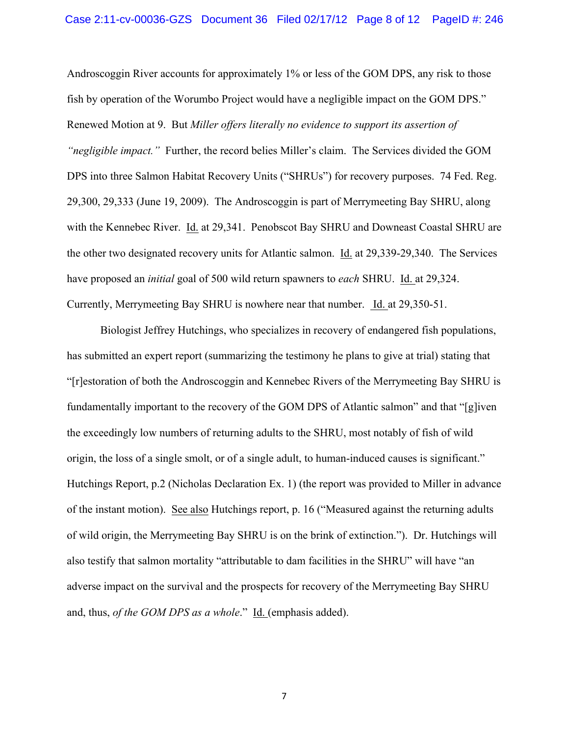Androscoggin River accounts for approximately 1% or less of the GOM DPS, any risk to those fish by operation of the Worumbo Project would have a negligible impact on the GOM DPS." Renewed Motion at 9. But *Miller offers literally no evidence to support its assertion of "negligible impact."* Further, the record belies Miller's claim. The Services divided the GOM DPS into three Salmon Habitat Recovery Units ("SHRUs") for recovery purposes. 74 Fed. Reg. 29,300, 29,333 (June 19, 2009). The Androscoggin is part of Merrymeeting Bay SHRU, along with the Kennebec River. Id. at 29,341. Penobscot Bay SHRU and Downeast Coastal SHRU are the other two designated recovery units for Atlantic salmon. Id. at 29,339-29,340. The Services have proposed an *initial* goal of 500 wild return spawners to *each* SHRU. Id. at 29,324. Currently, Merrymeeting Bay SHRU is nowhere near that number. Id. at 29,350-51.

Biologist Jeffrey Hutchings, who specializes in recovery of endangered fish populations, has submitted an expert report (summarizing the testimony he plans to give at trial) stating that "[r]estoration of both the Androscoggin and Kennebec Rivers of the Merrymeeting Bay SHRU is fundamentally important to the recovery of the GOM DPS of Atlantic salmon" and that "[g]iven the exceedingly low numbers of returning adults to the SHRU, most notably of fish of wild origin, the loss of a single smolt, or of a single adult, to human-induced causes is significant." Hutchings Report, p.2 (Nicholas Declaration Ex. 1) (the report was provided to Miller in advance of the instant motion). See also Hutchings report, p. 16 ("Measured against the returning adults of wild origin, the Merrymeeting Bay SHRU is on the brink of extinction."). Dr. Hutchings will also testify that salmon mortality "attributable to dam facilities in the SHRU" will have "an adverse impact on the survival and the prospects for recovery of the Merrymeeting Bay SHRU and, thus, *of the GOM DPS as a whole*." Id. (emphasis added).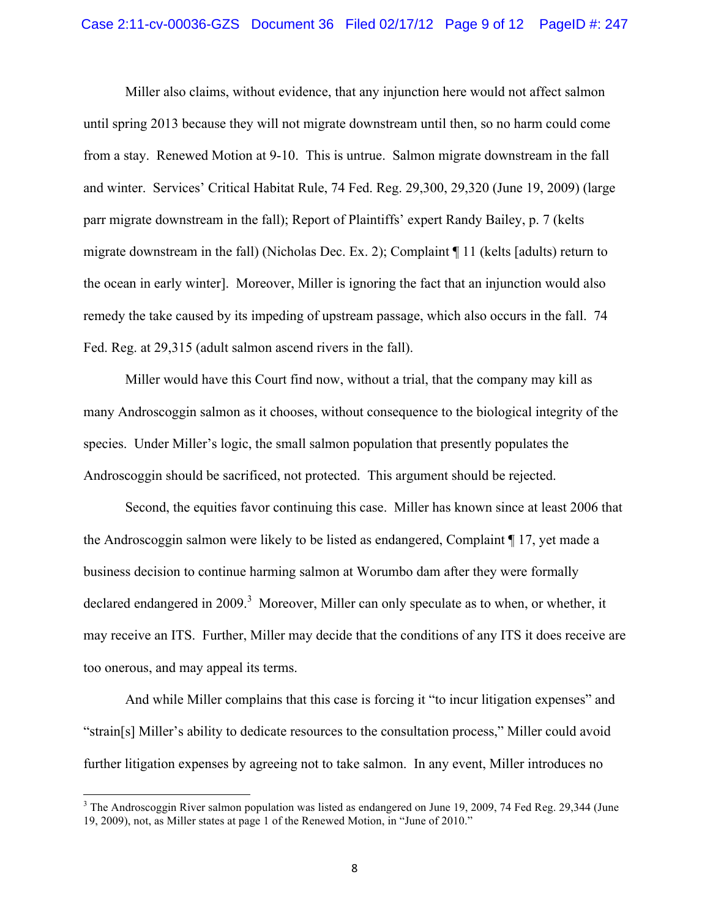Miller also claims, without evidence, that any injunction here would not affect salmon until spring 2013 because they will not migrate downstream until then, so no harm could come from a stay. Renewed Motion at 9-10. This is untrue. Salmon migrate downstream in the fall and winter. Services' Critical Habitat Rule, 74 Fed. Reg. 29,300, 29,320 (June 19, 2009) (large parr migrate downstream in the fall); Report of Plaintiffs' expert Randy Bailey, p. 7 (kelts migrate downstream in the fall) (Nicholas Dec. Ex. 2); Complaint ¶ 11 (kelts [adults) return to the ocean in early winter]. Moreover, Miller is ignoring the fact that an injunction would also remedy the take caused by its impeding of upstream passage, which also occurs in the fall. 74 Fed. Reg. at 29,315 (adult salmon ascend rivers in the fall).

Miller would have this Court find now, without a trial, that the company may kill as many Androscoggin salmon as it chooses, without consequence to the biological integrity of the species. Under Miller's logic, the small salmon population that presently populates the Androscoggin should be sacrificed, not protected. This argument should be rejected.

Second, the equities favor continuing this case. Miller has known since at least 2006 that the Androscoggin salmon were likely to be listed as endangered, Complaint ¶ 17, yet made a business decision to continue harming salmon at Worumbo dam after they were formally declared endangered in 2009.[3] Moreover, Miller can only speculate as to when, or whether, it may receive an ITS. Further, Miller may decide that the conditions of any ITS it does receive are too onerous, and may appeal its terms.

And while Miller complains that this case is forcing it "to incur litigation expenses" and "strain[s] Miller's ability to dedicate resources to the consultation process," Miller could avoid further litigation expenses by agreeing not to take salmon. In any event, Miller introduces no

[3] The Androscoggin River salmon population was listed as endangered on June 19, 2009, 74 Fed Reg. 29,344 (June 19, 2009), not, as Miller states at page 1 of the Renewed Motion, in "June of 2010."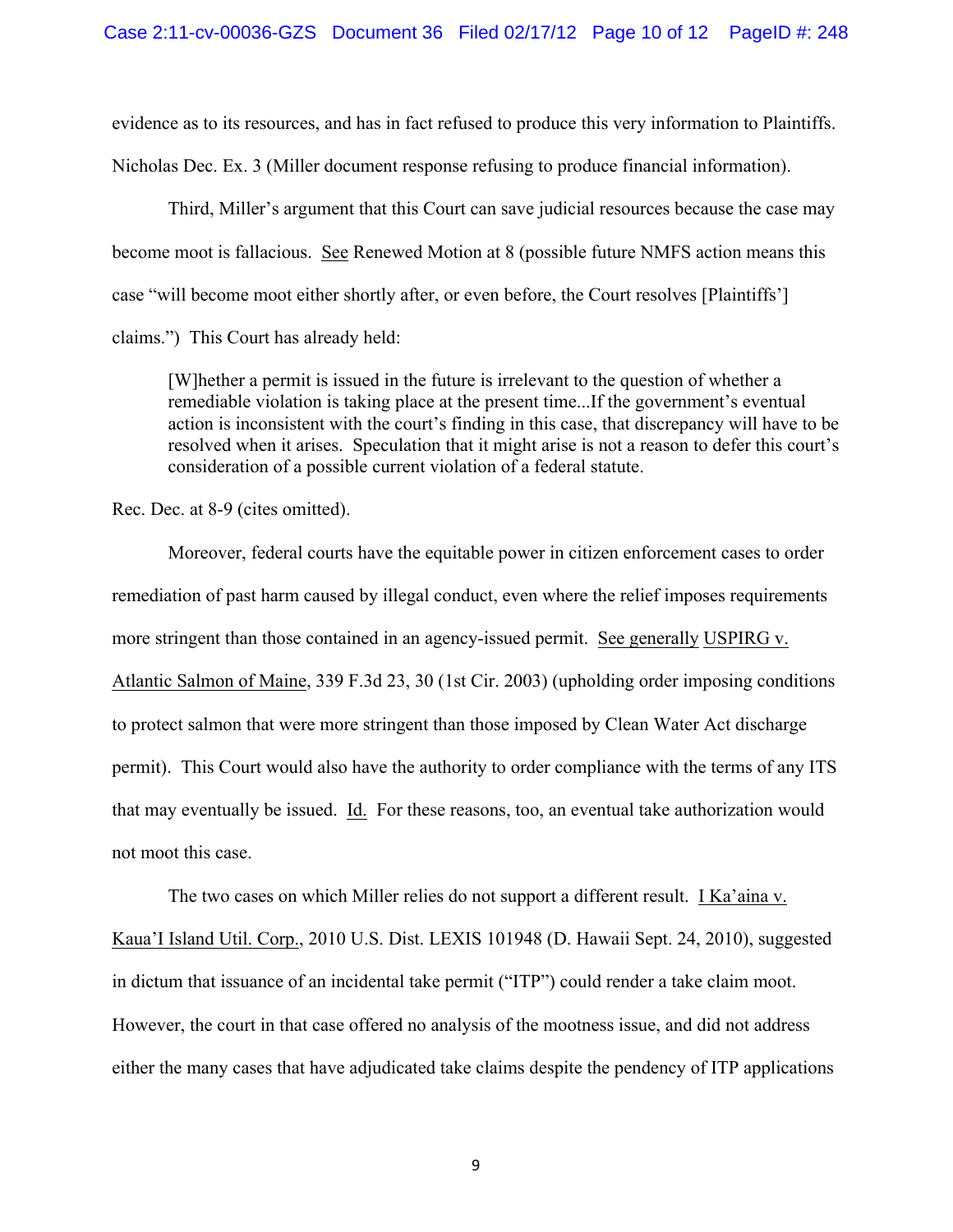evidence as to its resources, and has in fact refused to produce this very information to Plaintiffs. Nicholas Dec. Ex. 3 (Miller document response refusing to produce financial information).

Third, Miller's argument that this Court can save judicial resources because the case may become moot is fallacious. See Renewed Motion at 8 (possible future NMFS action means this case "will become moot either shortly after, or even before, the Court resolves [Plaintiffs'] claims.") This Court has already held:

> [W]hether a permit is issued in the future is irrelevant to the question of whether a remediable violation is taking place at the present time...If the government's eventual action is inconsistent with the court's finding in this case, that discrepancy will have to be resolved when it arises. Speculation that it might arise is not a reason to defer this court's consideration of a possible current violation of a federal statute.

Rec. Dec. at 8-9 (cites omitted).

Moreover, federal courts have the equitable power in citizen enforcement cases to order remediation of past harm caused by illegal conduct, even where the relief imposes requirements more stringent than those contained in an agency-issued permit. See generally USPIRG v. Atlantic Salmon of Maine, 339 F.3d 23, 30 (1st Cir. 2003) (upholding order imposing conditions to protect salmon that were more stringent than those imposed by Clean Water Act discharge permit). This Court would also have the authority to order compliance with the terms of any ITS that may eventually be issued. Id. For these reasons, too, an eventual take authorization would not moot this case.

The two cases on which Miller relies do not support a different result. I Ka'aina v. Kaua'I Island Util. Corp., 2010 U.S. Dist. LEXIS 101948 (D. Hawaii Sept. 24, 2010), suggested in dictum that issuance of an incidental take permit ("ITP") could render a take claim moot. However, the court in that case offered no analysis of the mootness issue, and did not address either the many cases that have adjudicated take claims despite the pendency of ITP applications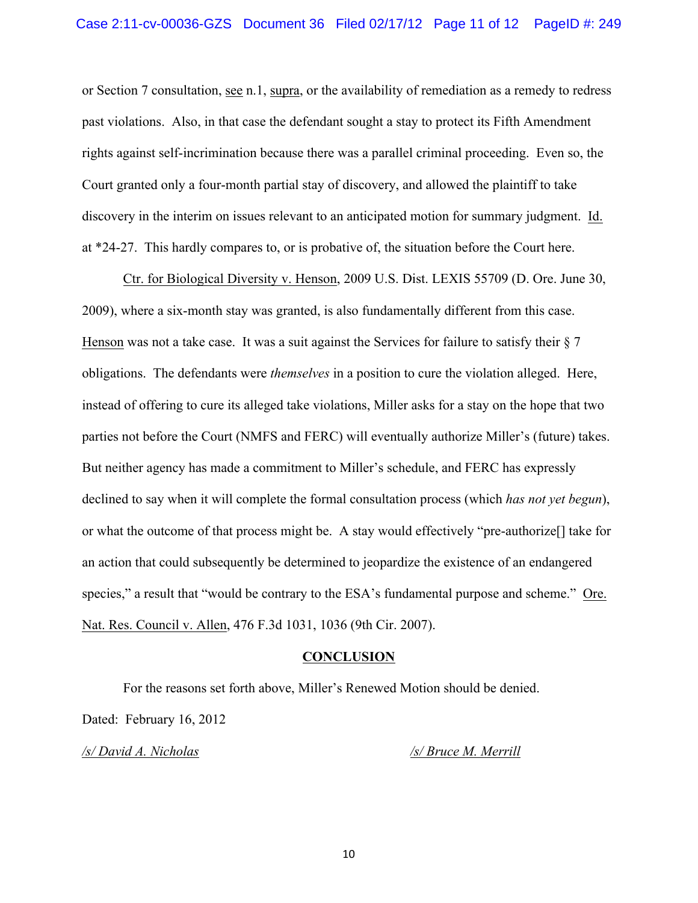or Section 7 consultation, see n.1, supra, or the availability of remediation as a remedy to redress past violations. Also, in that case the defendant sought a stay to protect its Fifth Amendment rights against self-incrimination because there was a parallel criminal proceeding. Even so, the Court granted only a four-month partial stay of discovery, and allowed the plaintiff to take discovery in the interim on issues relevant to an anticipated motion for summary judgment. Id. at *24-27. This hardly compares to, or is probative of, the situation before the Court here.

Ctr. for Biological Diversity v. Henson, 2009 U.S. Dist. LEXIS 55709 (D. Ore. June 30, 2009), where a six-month stay was granted, is also fundamentally different from this case. Henson was not a take case. It was a suit against the Services for failure to satisfy their § 7 obligations. The defendants were *themselves* in a position to cure the violation alleged. Here, instead of offering to cure its alleged take violations, Miller asks for a stay on the hope that two parties not before the Court (NMFS and FERC) will eventually authorize Miller's (future) takes. But neither agency has made a commitment to Miller's schedule, and FERC has expressly declined to say when it will complete the formal consultation process (which *has not yet begun*), or what the outcome of that process might be. A stay would effectively "pre-authorize[] take for an action that could subsequently be determined to jeopardize the existence of an endangered species," a result that "would be contrary to the ESA's fundamental purpose and scheme." Ore. Nat. Res. Council v. Allen, 476 F.3d 1031, 1036 (9th Cir. 2007).

## CONCLUSION

For the reasons set forth above, Miller's Renewed Motion should be denied.

Dated: February 16, 2012

*/s/ David A. Nicholas*

*/s/ Bruce M. Merrill*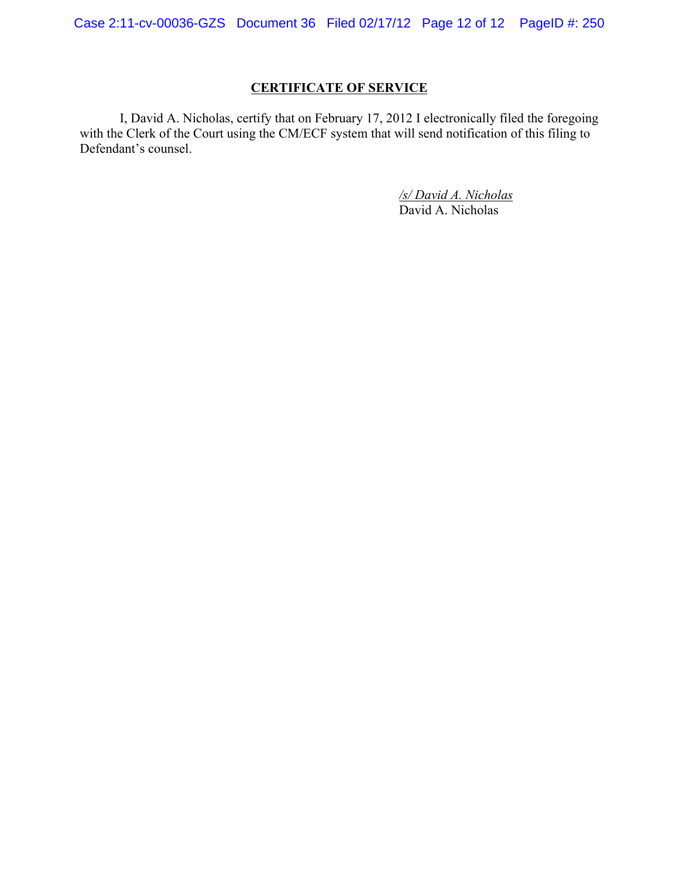## CERTIFICATE OF SERVICE

I, David A. Nicholas, certify that on February 17, 2012 I electronically filed the foregoing with the Clerk of the Court using the CM/ECF system that will send notification of this filing to Defendant's counsel.

*/s/ David A. Nicholas*
David A. Nicholas